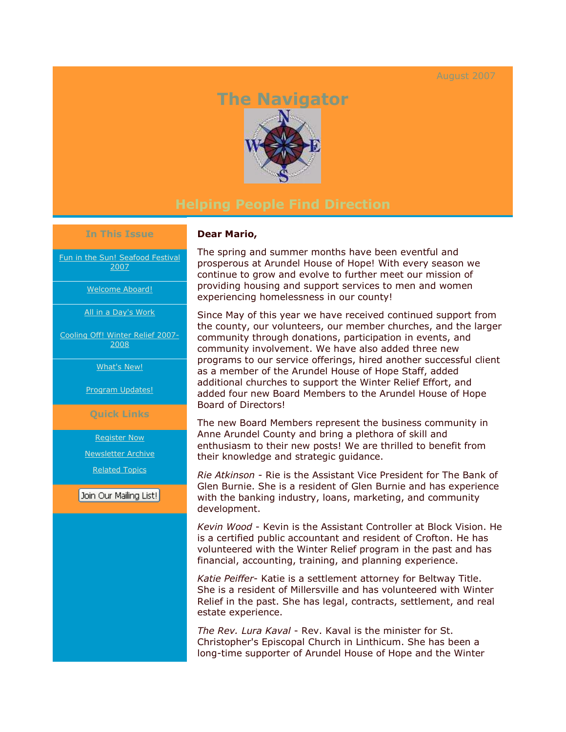August 2007

# The Navigator

## Helping People Find Direction

### In This Issue

- Fun in the Sun! Seafood Festival 2007
- Welcome Aboard!
- All in a Day's Work
- Cooling Off! Winter Relief 2007-2008
- What's New!
- Program Updates!

### Quick Links

- Register Now
- Newsletter Archive
- Related Topics

Join Our Mailing List!

**Dear Mario,**

The spring and summer months have been eventful and prosperous at Arundel House of Hope! With every season we continue to grow and evolve to further meet our mission of providing housing and support services to men and women experiencing homelessness in our county!

Since May of this year we have received continued support from the county, our volunteers, our member churches, and the larger community through donations, participation in events, and community involvement. We have also added three new programs to our service offerings, hired another successful client as a member of the Arundel House of Hope Staff, added additional churches to support the Winter Relief Effort, and added four new Board Members to the Arundel House of Hope Board of Directors!

The new Board Members represent the business community in Anne Arundel County and bring a plethora of skill and enthusiasm to their new posts! We are thrilled to benefit from their knowledge and strategic guidance.

*Rie Atkinson* - Rie is the Assistant Vice President for The Bank of Glen Burnie. She is a resident of Glen Burnie and has experience with the banking industry, loans, marketing, and community development.

*Kevin Wood* - Kevin is the Assistant Controller at Block Vision. He is a certified public accountant and resident of Crofton. He has volunteered with the Winter Relief program in the past and has financial, accounting, training, and planning experience.

*Katie Peiffer*- Katie is a settlement attorney for Beltway Title. She is a resident of Millersville and has volunteered with Winter Relief in the past. She has legal, contracts, settlement, and real estate experience.

*The Rev. Lura Kaval* - Rev. Kaval is the minister for St. Christopher's Episcopal Church in Linthicum. She has been a long-time supporter of Arundel House of Hope and the Winter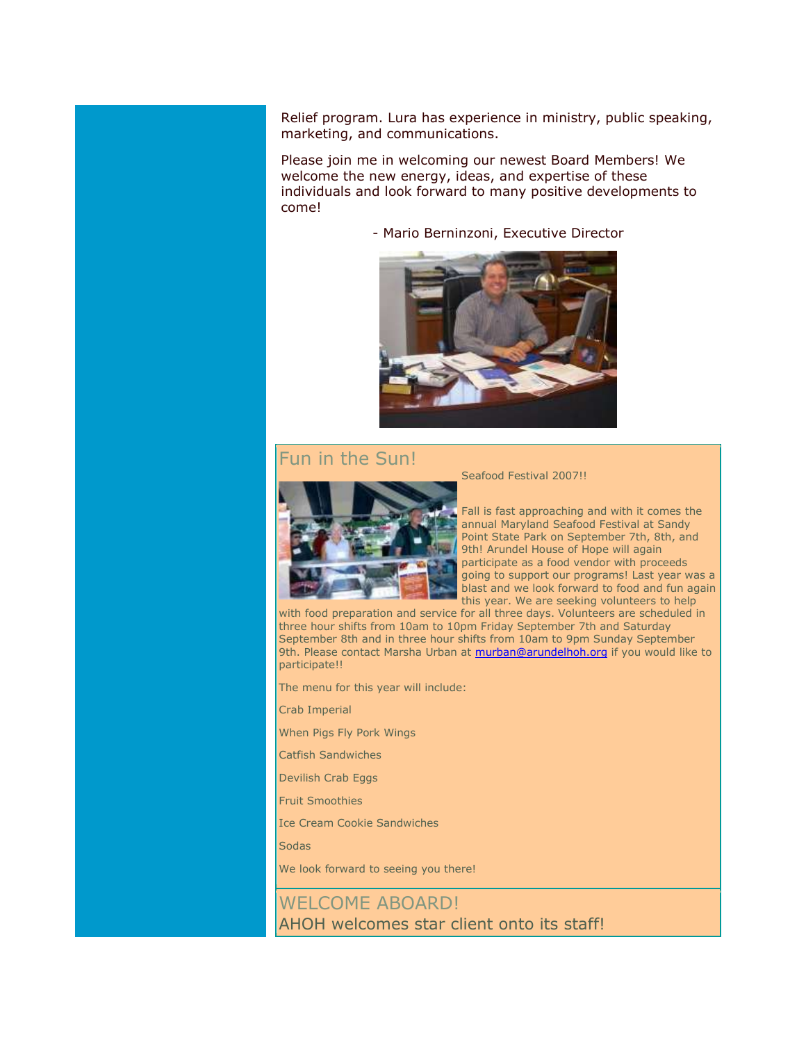Relief program. Lura has experience in ministry, public speaking, marketing, and communications.

Please join me in welcoming our newest Board Members! We welcome the new energy, ideas, and expertise of these individuals and look forward to many positive developments to come!

- Mario Berninzoni, Executive Director

## Fun in the Sun!

Seafood Festival 2007!!

Fall is fast approaching and with it comes the annual Maryland Seafood Festival at Sandy Point State Park on September 7th, 8th, and 9th! Arundel House of Hope will again participate as a food vendor with proceeds going to support our programs! Last year was a blast and we look forward to food and fun again this year. We are seeking volunteers to help with food preparation and service for all three days. Volunteers are scheduled in three hour shifts from 10am to 10pm Friday September 7th and Saturday September 8th and in three hour shifts from 10am to 9pm Sunday September 9th. Please contact Marsha Urban at [murban@arundelhoh.org](mailto:murban@arundelhoh.org) if you would like to participate!!

The menu for this year will include:

Crab Imperial

When Pigs Fly Pork Wings

Catfish Sandwiches

Devilish Crab Eggs

Fruit Smoothies

Ice Cream Cookie Sandwiches

Sodas

We look forward to seeing you there!

## WELCOME ABOARD!

AHOH welcomes star client onto its staff!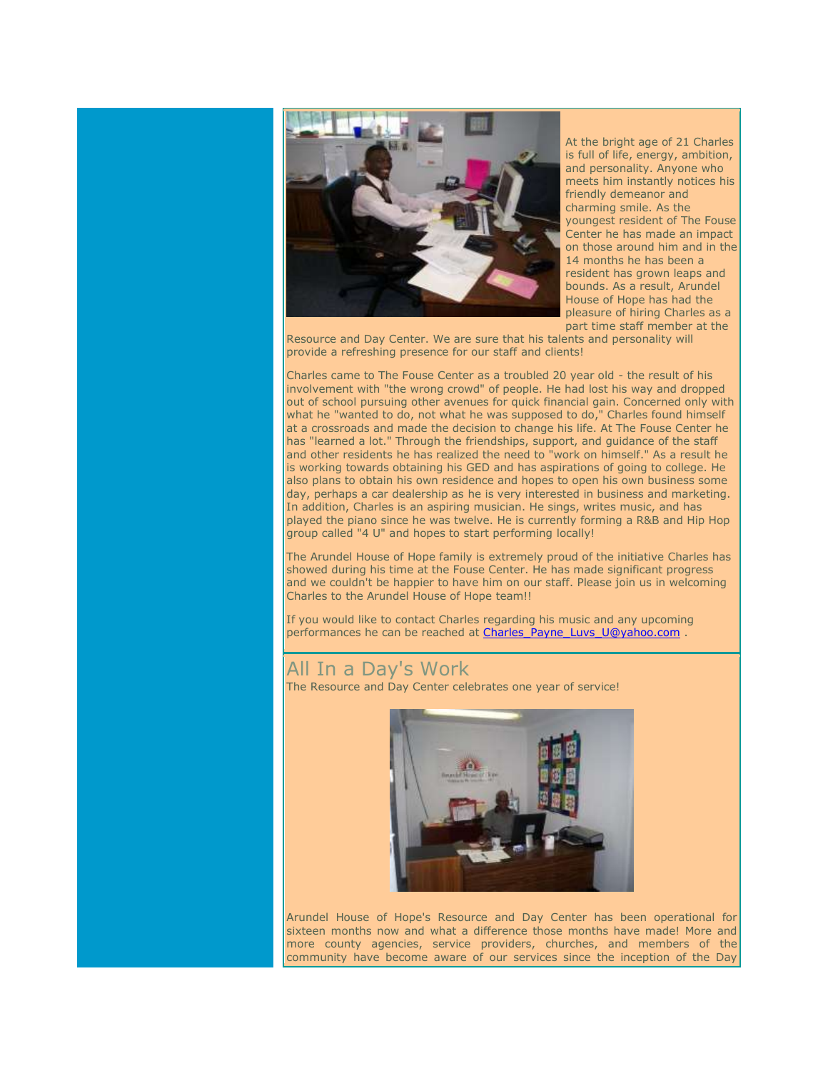At the bright age of 21 Charles is full of life, energy, ambition, and personality. Anyone who meets him instantly notices his friendly demeanor and charming smile. As the youngest resident of The Fouse Center he has made an impact on those around him and in the 14 months he has been a resident has grown leaps and bounds. As a result, Arundel House of Hope has had the pleasure of hiring Charles as a part time staff member at the Resource and Day Center. We are sure that his talents and personality will provide a refreshing presence for our staff and clients!

Charles came to The Fouse Center as a troubled 20 year old - the result of his involvement with "the wrong crowd" of people. He had lost his way and dropped out of school pursuing other avenues for quick financial gain. Concerned only with what he "wanted to do, not what he was supposed to do," Charles found himself at a crossroads and made the decision to change his life. At The Fouse Center he has "learned a lot." Through the friendships, support, and guidance of the staff and other residents he has realized the need to "work on himself." As a result he is working towards obtaining his GED and has aspirations of going to college. He also plans to obtain his own residence and hopes to open his own business some day, perhaps a car dealership as he is very interested in business and marketing. In addition, Charles is an aspiring musician. He sings, writes music, and has played the piano since he was twelve. He is currently forming a R&B and Hip Hop group called "4 U" and hopes to start performing locally!

The Arundel House of Hope family is extremely proud of the initiative Charles has showed during his time at the Fouse Center. He has made significant progress and we couldn't be happier to have him on our staff. Please join us in welcoming Charles to the Arundel House of Hope team!!

If you would like to contact Charles regarding his music and any upcoming performances he can be reached at Charles_Payne_Luvs_U@yahoo.com .

## All In a Day's Work

The Resource and Day Center celebrates one year of service!

Arundel House of Hope's Resource and Day Center has been operational for sixteen months now and what a difference those months have made! More and more county agencies, service providers, churches, and members of the community have become aware of our services since the inception of the Day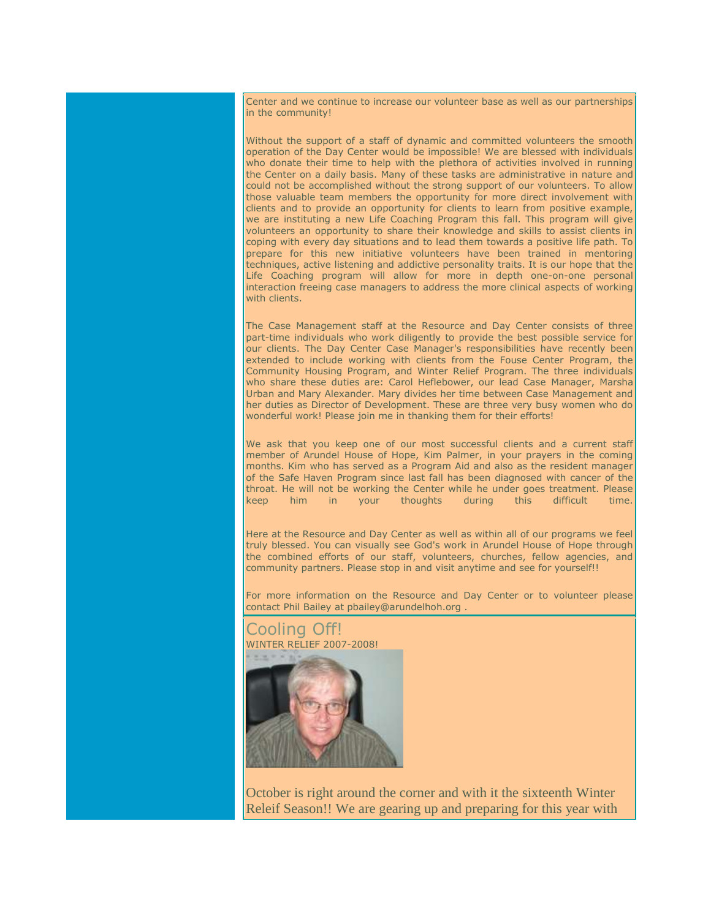Center and we continue to increase our volunteer base as well as our partnerships in the community!

Without the support of a staff of dynamic and committed volunteers the smooth operation of the Day Center would be impossible! We are blessed with individuals who donate their time to help with the plethora of activities involved in running the Center on a daily basis. Many of these tasks are administrative in nature and could not be accomplished without the strong support of our volunteers. To allow those valuable team members the opportunity for more direct involvement with clients and to provide an opportunity for clients to learn from positive example, we are instituting a new Life Coaching Program this fall. This program will give volunteers an opportunity to share their knowledge and skills to assist clients in coping with every day situations and to lead them towards a positive life path. To prepare for this new initiative volunteers have been trained in mentoring techniques, active listening and addictive personality traits. It is our hope that the Life Coaching program will allow for more in depth one-on-one personal interaction freeing case managers to address the more clinical aspects of working with clients.

The Case Management staff at the Resource and Day Center consists of three part-time individuals who work diligently to provide the best possible service for our clients. The Day Center Case Manager's responsibilities have recently been extended to include working with clients from the Fouse Center Program, the Community Housing Program, and Winter Relief Program. The three individuals who share these duties are: Carol Heflebower, our lead Case Manager, Marsha Urban and Mary Alexander. Mary divides her time between Case Management and her duties as Director of Development. These are three very busy women who do wonderful work! Please join me in thanking them for their efforts!

We ask that you keep one of our most successful clients and a current staff member of Arundel House of Hope, Kim Palmer, in your prayers in the coming months. Kim who has served as a Program Aid and also as the resident manager of the Safe Haven Program since last fall has been diagnosed with cancer of the throat. He will not be working the Center while he under goes treatment. Please keep him in your thoughts during this difficult time.

Here at the Resource and Day Center as well as within all of our programs we feel truly blessed. You can visually see God's work in Arundel House of Hope through the combined efforts of our staff, volunteers, churches, fellow agencies, and community partners. Please stop in and visit anytime and see for yourself!!

For more information on the Resource and Day Center or to volunteer please contact Phil Bailey at pbailey@arundelhoh.org .

## Cooling Off!

WINTER RELIEF 2007-2008!

October is right around the corner and with it the sixteenth Winter Releif Season!! We are gearing up and preparing for this year with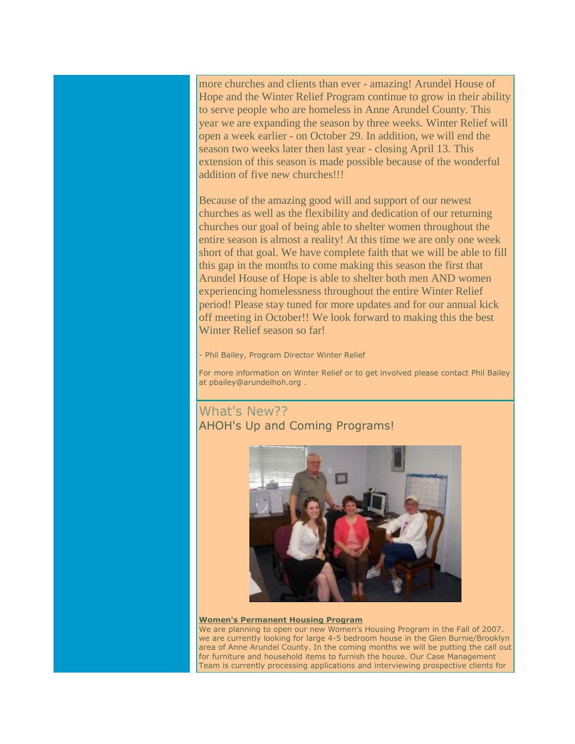more churches and clients than ever - amazing! Arundel House of Hope and the Winter Relief Program continue to grow in their ability to serve people who are homeless in Anne Arundel County. This year we are expanding the season by three weeks. Winter Relief will open a week earlier - on October 29. In addition, we will end the season two weeks later then last year - closing April 13. This extension of this season is made possible because of the wonderful addition of five new churches!!!

Because of the amazing good will and support of our newest churches as well as the flexibility and dedication of our returning churches our goal of being able to shelter women throughout the entire season is almost a reality! At this time we are only one week short of that goal. We have complete faith that we will be able to fill this gap in the months to come making this season the first that Arundel House of Hope is able to shelter both men AND women experiencing homelessness throughout the entire Winter Relief period! Please stay tuned for more updates and for our annual kick off meeting in October!! We look forward to making this the best Winter Relief season so far!

- Phil Bailey, Program Director Winter Relief

For more information on Winter Relief or to get involved please contact Phil Bailey at pbailey@arundelhoh.org .

## What's New??

AHOH's Up and Coming Programs!

**Women's Permanent Housing Program**

We are planning to open our new Women's Housing Program in the Fall of 2007. we are currently looking for large 4-5 bedroom house in the Glen Burnie/Brooklyn area of Anne Arundel County. In the coming months we will be putting the call out for furniture and household items to furnish the house. Our Case Management Team is currently processing applications and interviewing prospective clients for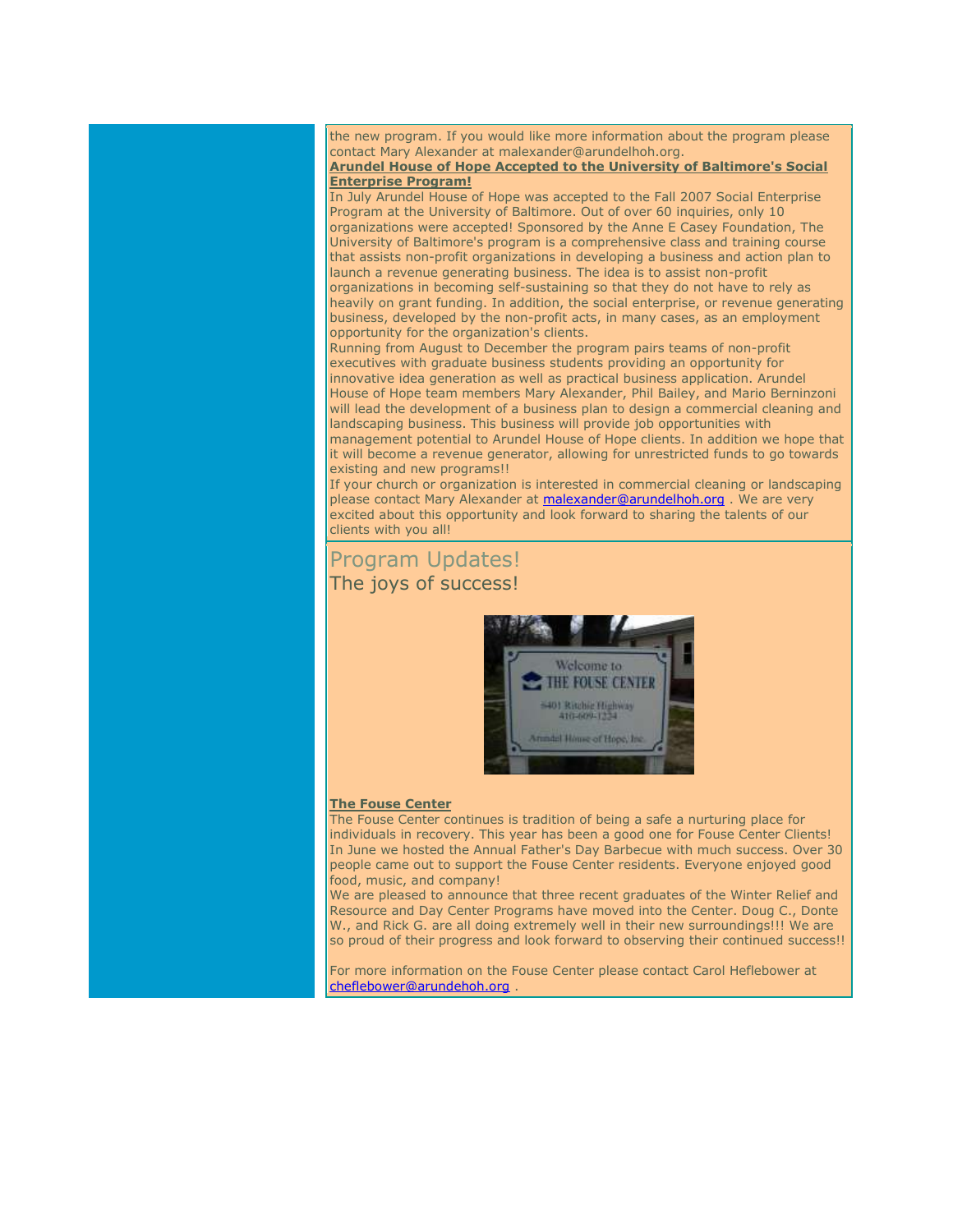the new program. If you would like more information about the program please contact Mary Alexander at malexander@arundelhoh.org.

**Arundel House of Hope Accepted to the University of Baltimore's Social Enterprise Program!**

In July Arundel House of Hope was accepted to the Fall 2007 Social Enterprise Program at the University of Baltimore. Out of over 60 inquiries, only 10 organizations were accepted! Sponsored by the Anne E Casey Foundation, The University of Baltimore's program is a comprehensive class and training course that assists non-profit organizations in developing a business and action plan to launch a revenue generating business. The idea is to assist non-profit organizations in becoming self-sustaining so that they do not have to rely as heavily on grant funding. In addition, the social enterprise, or revenue generating business, developed by the non-profit acts, in many cases, as an employment opportunity for the organization's clients.

Running from August to December the program pairs teams of non-profit executives with graduate business students providing an opportunity for innovative idea generation as well as practical business application. Arundel House of Hope team members Mary Alexander, Phil Bailey, and Mario Berninzoni will lead the development of a business plan to design a commercial cleaning and landscaping business. This business will provide job opportunities with management potential to Arundel House of Hope clients. In addition we hope that it will become a revenue generator, allowing for unrestricted funds to go towards existing and new programs!!

If your church or organization is interested in commercial cleaning or landscaping please contact Mary Alexander at malexander@arundelhoh.org . We are very excited about this opportunity and look forward to sharing the talents of our clients with you all!

## Program Updates!

The joys of success!

**The Fouse Center**

The Fouse Center continues is tradition of being a safe a nurturing place for individuals in recovery. This year has been a good one for Fouse Center Clients! In June we hosted the Annual Father's Day Barbecue with much success. Over 30 people came out to support the Fouse Center residents. Everyone enjoyed good food, music, and company!

We are pleased to announce that three recent graduates of the Winter Relief and Resource and Day Center Programs have moved into the Center. Doug C., Donte W., and Rick G. are all doing extremely well in their new surroundings!!! We are so proud of their progress and look forward to observing their continued success!!

For more information on the Fouse Center please contact Carol Heflebower at cheflebower@arundehoh.org .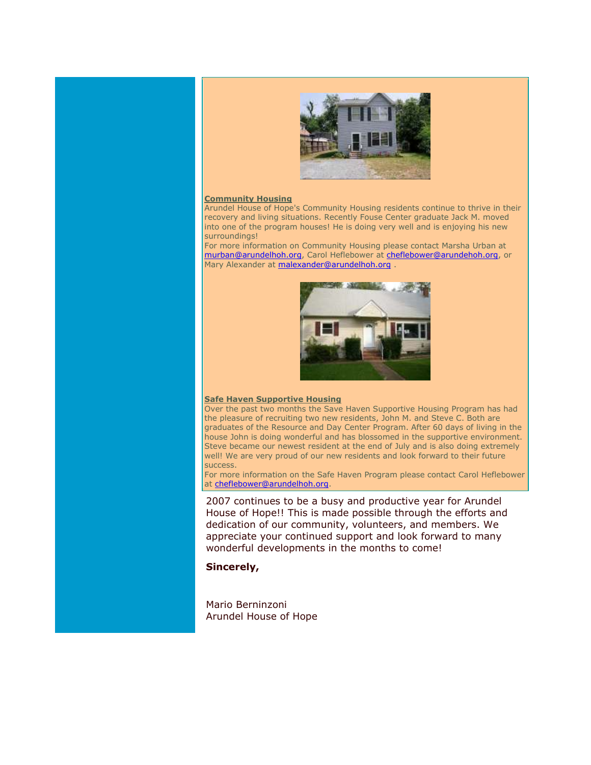**Community Housing**

Arundel House of Hope's Community Housing residents continue to thrive in their recovery and living situations. Recently Fouse Center graduate Jack M. moved into one of the program houses! He is doing very well and is enjoying his new surroundings!

For more information on Community Housing please contact Marsha Urban at murban@arundelhoh.org, Carol Heflebower at cheflebower@arundehoh.org, or Mary Alexander at malexander@arundelhoh.org .

**Safe Haven Supportive Housing**

Over the past two months the Save Haven Supportive Housing Program has had the pleasure of recruiting two new residents, John M. and Steve C. Both are graduates of the Resource and Day Center Program. After 60 days of living in the house John is doing wonderful and has blossomed in the supportive environment. Steve became our newest resident at the end of July and is also doing extremely well! We are very proud of our new residents and look forward to their future success.

For more information on the Safe Haven Program please contact Carol Heflebower at cheflebower@arundelhoh.org.

2007 continues to be a busy and productive year for Arundel House of Hope!! This is made possible through the efforts and dedication of our community, volunteers, and members. We appreciate your continued support and look forward to many wonderful developments in the months to come!

**Sincerely,**

Mario Berninzoni
Arundel House of Hope